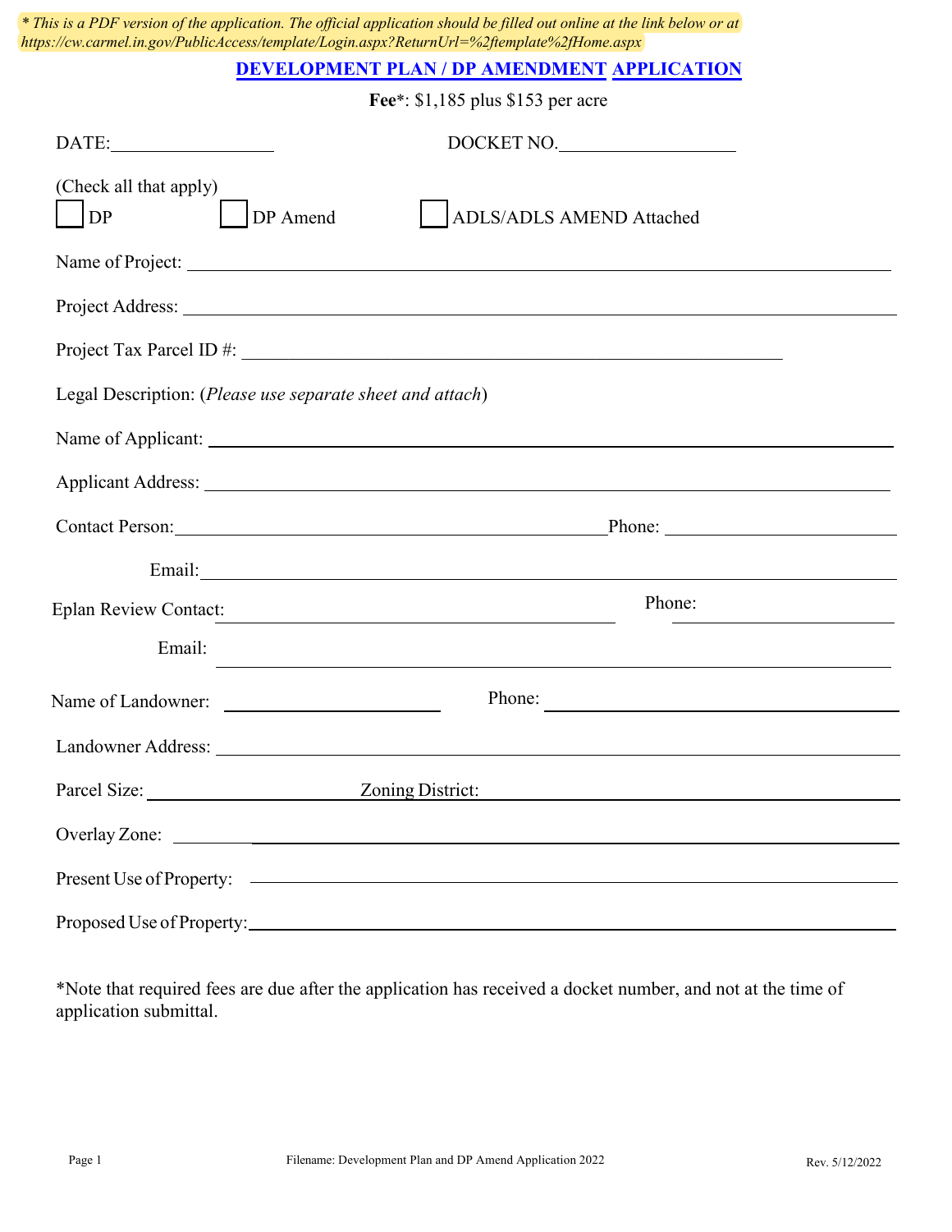*\* This is a PDF version of the application. The official application should be filled out online at the link below or at https://cw.carmel.in.gov/PublicAccess/template/Login.aspx?ReturnUrl=%2ftemplate%2fHome.aspx*

# DEVELOPMENT PLAN / DP AMENDMENT APPLICATION

**Fee***: $1,185 plus $153 per acre

DATE:__________________ DOCKET NO.__________________

(Check all that apply)

☐ DP ☐ DP Amend ☐ ADLS/ADLS AMEND Attached

Name of Project: ______________________________________________

Project Address: ______________________________________________

Project Tax Parcel ID #: ______________________________________________

Legal Description: (*Please use separate sheet and attach*)

Name of Applicant: ______________________________________________

Applicant Address: ______________________________________________

Contact Person:______________________________ Phone: ____________________

Email:______________________________________________

Eplan Review Contact: ______________________________ Phone: ____________________

Email: ______________________________________________

Name of Landowner: ____________________ Phone: ____________________

Landowner Address: ______________________________________________

Parcel Size: ____________________ Zoning District: ____________________

Overlay Zone: ______________________________________________

Present Use of Property: ______________________________________________

Proposed Use of Property:______________________________________________

*Note that required fees are due after the application has received a docket number, and not at the time of application submittal.

Filename: Development Plan and DP Amend Application 2022 Rev. 5/12/2022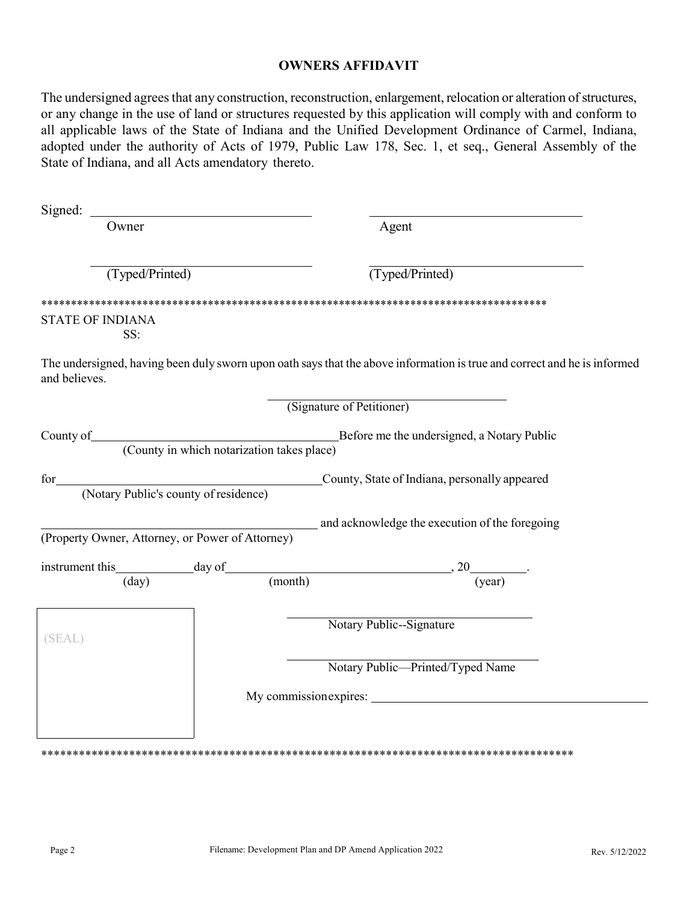## OWNERS AFFIDAVIT

The undersigned agrees that any construction, reconstruction, enlargement, relocation or alteration of structures, or any change in the use of land or structures requested by this application will comply with and conform to all applicable laws of the State of Indiana and the Unified Development Ordinance of Carmel, Indiana, adopted under the authority of Acts of 1979, Public Law 178, Sec. 1, et seq., General Assembly of the State of Indiana, and all Acts amendatory thereto.

Signed: ______________________________ ______________________________

Owner Agent

______________________________ ______________________________

(Typed/Printed) (Typed/Printed)

**************************************************************************************

STATE OF INDIANA

SS:

The undersigned, having been duly sworn upon oath says that the above information is true and correct and he is informed and believes.

______________________________

(Signature of Petitioner)

County of______________________________ Before me the undersigned, a Notary Public

(County in which notarization takes place)

for______________________________ County, State of Indiana, personally appeared

(Notary Public's county of residence)

______________________________ and acknowledge the execution of the foregoing

(Property Owner, Attorney, or Power of Attorney)

instrument this__________day of______________________________, 20________.

(day) (month) (year)

(SEAL)

______________________________

Notary Public--Signature

______________________________

Notary Public—Printed/Typed Name

My commission expires: ______________________________

**************************************************************************************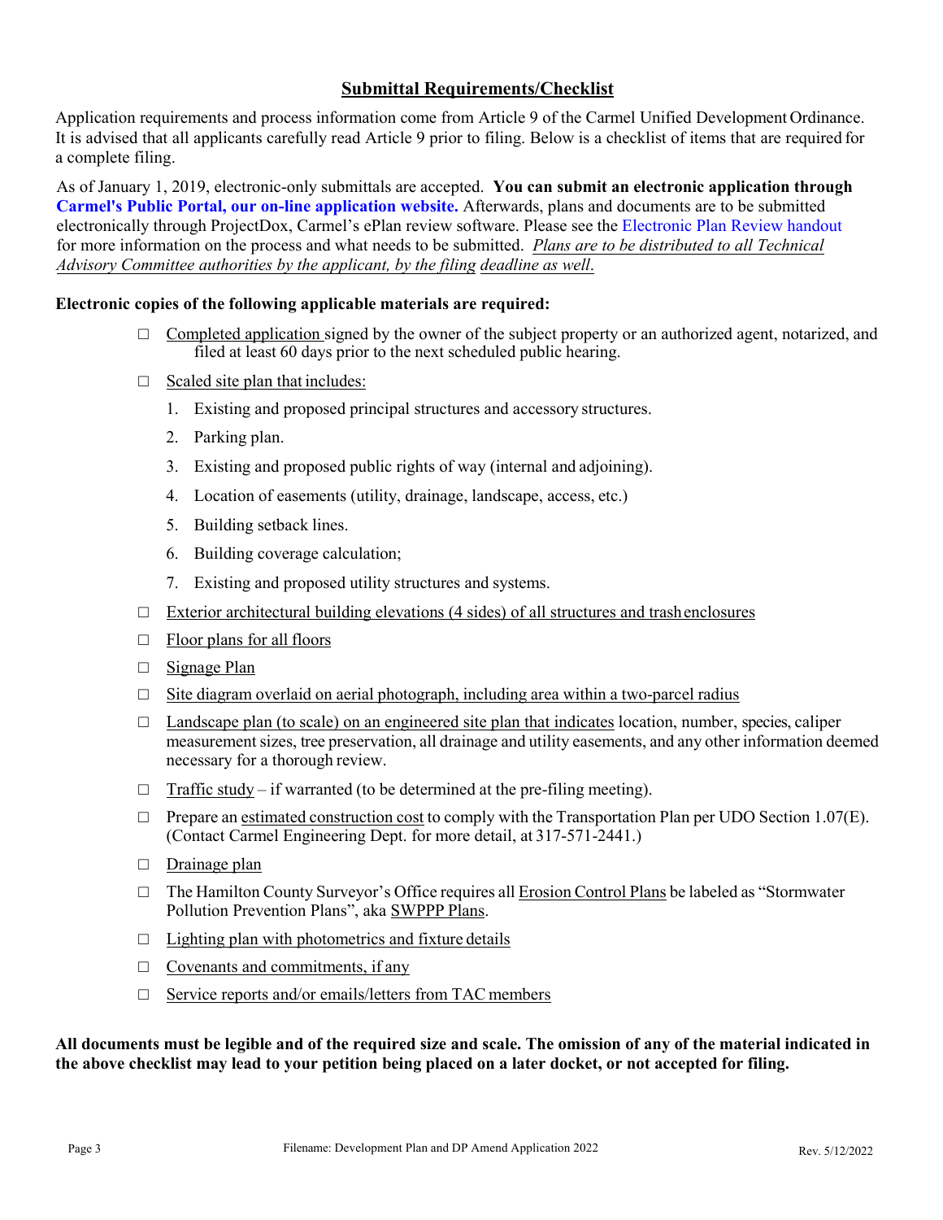## Submittal Requirements/Checklist

Application requirements and process information come from Article 9 of the Carmel Unified Development Ordinance. It is advised that all applicants carefully read Article 9 prior to filing. Below is a checklist of items that are required for a complete filing.

As of January 1, 2019, electronic-only submittals are accepted. **You can submit an electronic application through Carmel's Public Portal, our on-line application website.** Afterwards, plans and documents are to be submitted electronically through ProjectDox, Carmel's ePlan review software. Please see the Electronic Plan Review handout for more information on the process and what needs to be submitted. *Plans are to be distributed to all Technical Advisory Committee authorities by the applicant, by the filing deadline as well.*

**Electronic copies of the following applicable materials are required:**

- ☐ Completed application signed by the owner of the subject property or an authorized agent, notarized, and filed at least 60 days prior to the next scheduled public hearing.
- ☐ Scaled site plan that includes:
  1. Existing and proposed principal structures and accessory structures.
  2. Parking plan.
  3. Existing and proposed public rights of way (internal and adjoining).
  4. Location of easements (utility, drainage, landscape, access, etc.)
  5. Building setback lines.
  6. Building coverage calculation;
  7. Existing and proposed utility structures and systems.
- ☐ Exterior architectural building elevations (4 sides) of all structures and trash enclosures
- ☐ Floor plans for all floors
- ☐ Signage Plan
- ☐ Site diagram overlaid on aerial photograph, including area within a two-parcel radius
- ☐ Landscape plan (to scale) on an engineered site plan that indicates location, number, species, caliper measurement sizes, tree preservation, all drainage and utility easements, and any other information deemed necessary for a thorough review.
- ☐ Traffic study – if warranted (to be determined at the pre-filing meeting).
- ☐ Prepare an estimated construction cost to comply with the Transportation Plan per UDO Section 1.07(E). (Contact Carmel Engineering Dept. for more detail, at 317-571-2441.)
- ☐ Drainage plan
- ☐ The Hamilton County Surveyor's Office requires all Erosion Control Plans be labeled as "Stormwater Pollution Prevention Plans", aka SWPPP Plans.
- ☐ Lighting plan with photometrics and fixture details
- ☐ Covenants and commitments, if any
- ☐ Service reports and/or emails/letters from TAC members

**All documents must be legible and of the required size and scale. The omission of any of the material indicated in the above checklist may lead to your petition being placed on a later docket, or not accepted for filing.**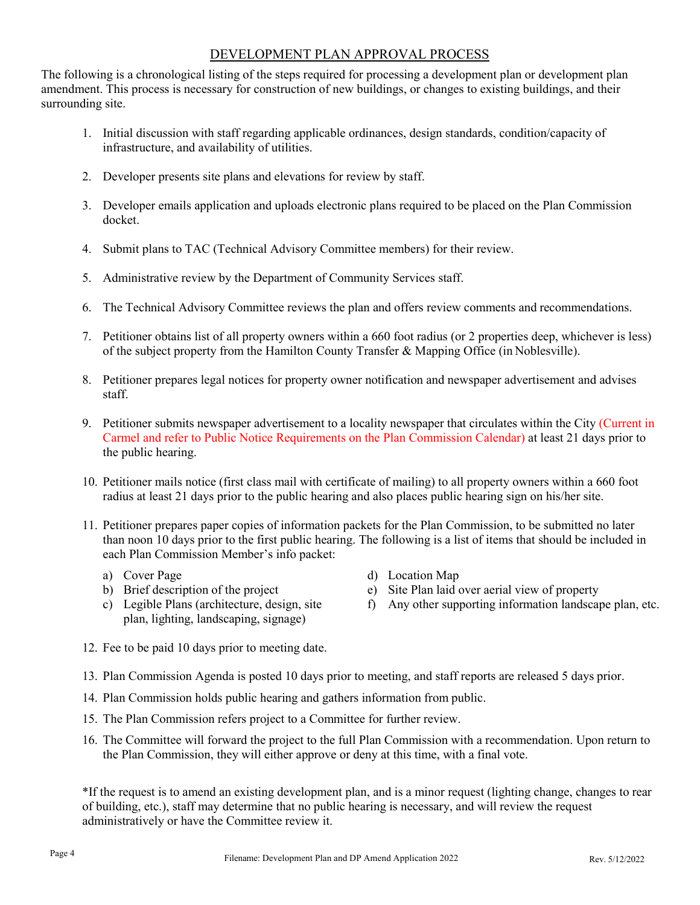# DEVELOPMENT PLAN APPROVAL PROCESS

The following is a chronological listing of the steps required for processing a development plan or development plan amendment. This process is necessary for construction of new buildings, or changes to existing buildings, and their surrounding site.

1. Initial discussion with staff regarding applicable ordinances, design standards, condition/capacity of infrastructure, and availability of utilities.

2. Developer presents site plans and elevations for review by staff.

3. Developer emails application and uploads electronic plans required to be placed on the Plan Commission docket.

4. Submit plans to TAC (Technical Advisory Committee members) for their review.

5. Administrative review by the Department of Community Services staff.

6. The Technical Advisory Committee reviews the plan and offers review comments and recommendations.

7. Petitioner obtains list of all property owners within a 660 foot radius (or 2 properties deep, whichever is less) of the subject property from the Hamilton County Transfer & Mapping Office (in Noblesville).

8. Petitioner prepares legal notices for property owner notification and newspaper advertisement and advises staff.

9. Petitioner submits newspaper advertisement to a locality newspaper that circulates within the City (Current in Carmel and refer to Public Notice Requirements on the Plan Commission Calendar) at least 21 days prior to the public hearing.

10. Petitioner mails notice (first class mail with certificate of mailing) to all property owners within a 660 foot radius at least 21 days prior to the public hearing and also places public hearing sign on his/her site.

11. Petitioner prepares paper copies of information packets for the Plan Commission, to be submitted no later than noon 10 days prior to the first public hearing. The following is a list of items that should be included in each Plan Commission Member's info packet:
    a) Cover Page
    b) Brief description of the project
    c) Legible Plans (architecture, design, site plan, lighting, landscaping, signage)
    d) Location Map
    e) Site Plan laid over aerial view of property
    f) Any other supporting information landscape plan, etc.

12. Fee to be paid 10 days prior to meeting date.

13. Plan Commission Agenda is posted 10 days prior to meeting, and staff reports are released 5 days prior.

14. Plan Commission holds public hearing and gathers information from public.

15. The Plan Commission refers project to a Committee for further review.

16. The Committee will forward the project to the full Plan Commission with a recommendation. Upon return to the Plan Commission, they will either approve or deny at this time, with a final vote.

*If the request is to amend an existing development plan, and is a minor request (lighting change, changes to rear of building, etc.), staff may determine that no public hearing is necessary, and will review the request administratively or have the Committee review it.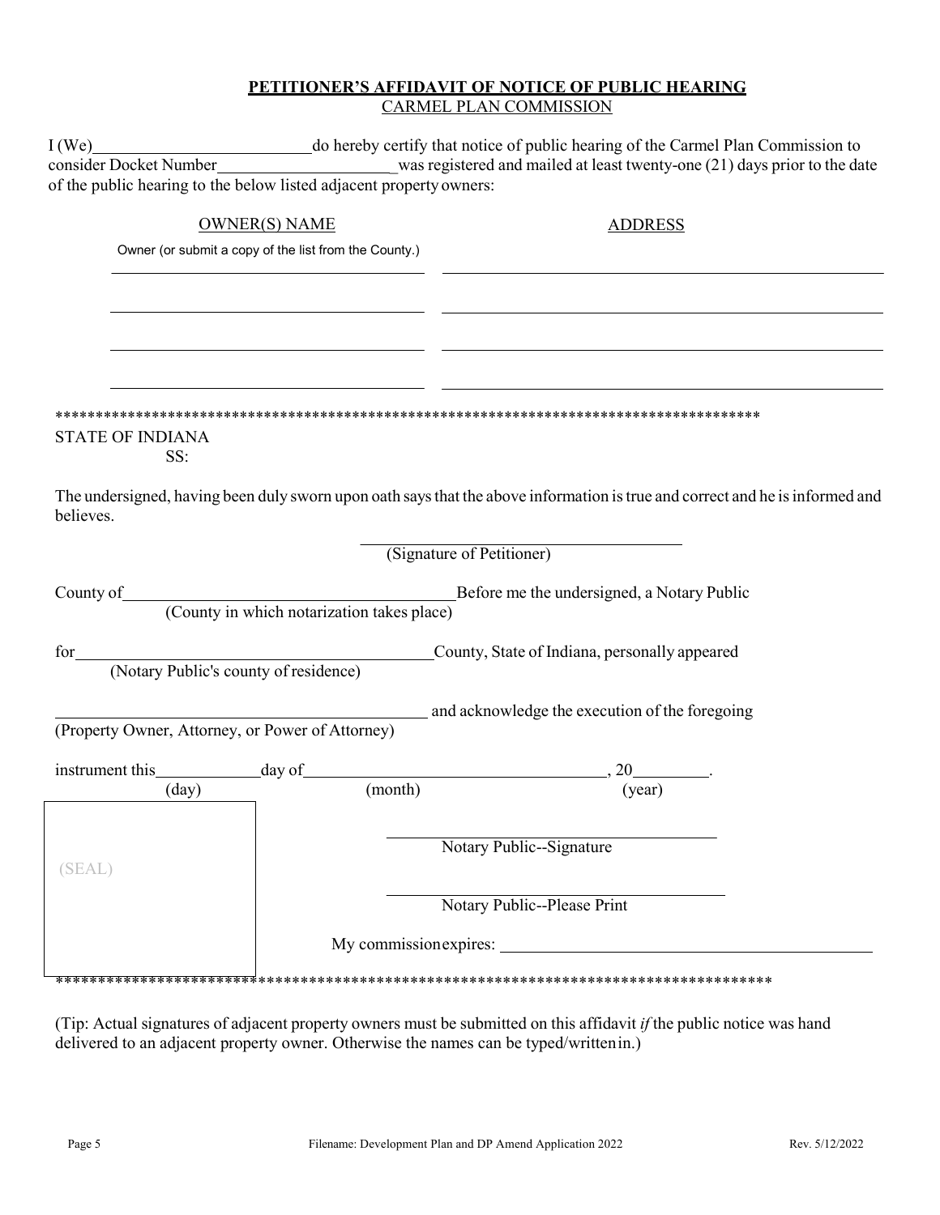**PETITIONER'S AFFIDAVIT OF NOTICE OF PUBLIC HEARING**
CARMEL PLAN COMMISSION

I (We)\_\_\_\_\_\_\_\_\_\_\_\_\_\_\_\_\_\_\_\_\_\_\_\_\_\_do hereby certify that notice of public hearing of the Carmel Plan Commission to consider Docket Number\_\_\_\_\_\_\_\_\_\_\_\_\_\_\_\_\_\_\_\_\_\_was registered and mailed at least twenty-one (21) days prior to the date of the public hearing to the below listed adjacent property owners:

| OWNER(S) NAME | ADDRESS |
|---|---|
| Owner (or submit a copy of the list from the County.) | |
| | |
| | |
| | |
| | |

*****************************************************************************************

STATE OF INDIANA
SS:

The undersigned, having been duly sworn upon oath says that the above information is true and correct and he is informed and believes.

\_\_\_\_\_\_\_\_\_\_\_\_\_\_\_\_\_\_\_\_\_\_\_\_\_\_\_\_\_\_\_\_\_\_\_\_\_\_
(Signature of Petitioner)

County of\_\_\_\_\_\_\_\_\_\_\_\_\_\_\_\_\_\_\_\_\_\_\_\_\_\_\_\_\_\_\_\_\_\_\_\_\_\_\_\_Before me the undersigned, a Notary Public
(County in which notarization takes place)

for\_\_\_\_\_\_\_\_\_\_\_\_\_\_\_\_\_\_\_\_\_\_\_\_\_\_\_\_\_\_\_\_\_\_\_\_\_\_\_\_\_\_County, State of Indiana, personally appeared
(Notary Public's county of residence)

\_\_\_\_\_\_\_\_\_\_\_\_\_\_\_\_\_\_\_\_\_\_\_\_\_\_\_\_\_\_\_\_\_\_\_\_\_\_\_\_\_\_\_\_\_ and acknowledge the execution of the foregoing
(Property Owner, Attorney, or Power of Attorney)

instrument this\_\_\_\_\_\_\_\_\_\_\_\_day of\_\_\_\_\_\_\_\_\_\_\_\_\_\_\_\_\_\_\_\_\_\_\_\_\_\_\_\_\_\_\_\_\_\_\_\_, 20\_\_\_\_\_\_\_\_\_.
(day) (month) (year)

(SEAL)

\_\_\_\_\_\_\_\_\_\_\_\_\_\_\_\_\_\_\_\_\_\_\_\_\_\_\_\_\_\_\_\_\_\_\_\_\_\_\_\_
Notary Public--Signature

\_\_\_\_\_\_\_\_\_\_\_\_\_\_\_\_\_\_\_\_\_\_\_\_\_\_\_\_\_\_\_\_\_\_\_\_\_\_\_\_
Notary Public--Please Print

My commission expires: \_\_\_\_\_\_\_\_\_\_\_\_\_\_\_\_\_\_\_\_\_\_\_\_\_\_\_\_\_\_\_\_\_\_\_\_\_\_\_\_\_\_\_\_

*****************************************************************************************

(Tip: Actual signatures of adjacent property owners must be submitted on this affidavit *if* the public notice was hand delivered to an adjacent property owner. Otherwise the names can be typed/written in.)

Filename: Development Plan and DP Amend Application 2022 Rev. 5/12/2022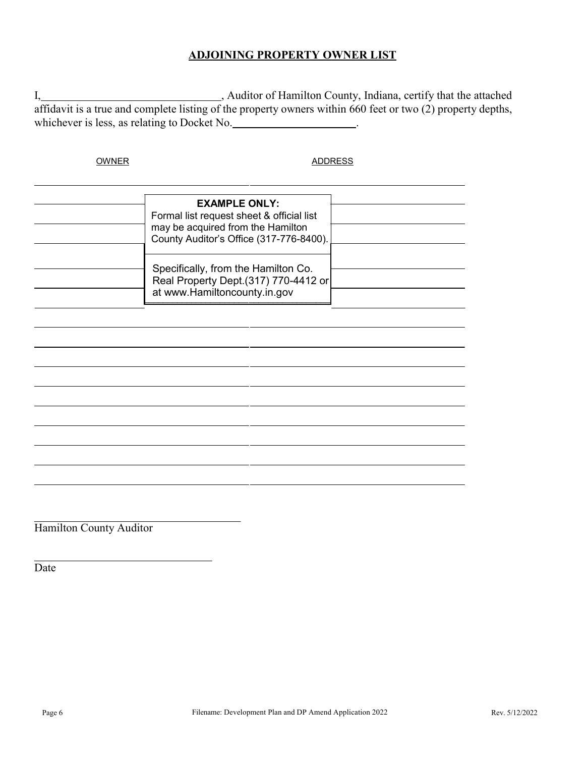## ADJOINING PROPERTY OWNER LIST

I,\_\_\_\_\_\_\_\_\_\_\_\_\_\_\_\_\_\_\_\_\_\_\_\_\_\_\_\_\_\_\_\_, Auditor of Hamilton County, Indiana, certify that the attached affidavit is a true and complete listing of the property owners within 660 feet or two (2) property depths, whichever is less, as relating to Docket No.\_\_\_\_\_\_\_\_\_\_\_\_\_\_\_\_\_\_\_\_\_\_.

| OWNER | ADDRESS |
|---|---|
| | |
| | |
| | |
| | |
| | |
| | |
| | |
| | |
| | |
| | |
| | |
| | |
| | |
| | |
| | |
| | |

**EXAMPLE ONLY:**
Formal list request sheet & official list may be acquired from the Hamilton County Auditor's Office (317-776-8400).

Specifically, from the Hamilton Co. Real Property Dept.(317) 770-4412 or at www.Hamiltoncounty.in.gov

\_\_\_\_\_\_\_\_\_\_\_\_\_\_\_\_\_\_\_\_\_\_\_\_\_\_\_\_\_\_\_\_\_\_\_\_\_\_\_
Hamilton County Auditor

\_\_\_\_\_\_\_\_\_\_\_\_\_\_\_\_\_\_\_\_\_\_\_\_\_\_\_\_\_\_\_\_\_\_
Date

Filename: Development Plan and DP Amend Application 2022 Rev. 5/12/2022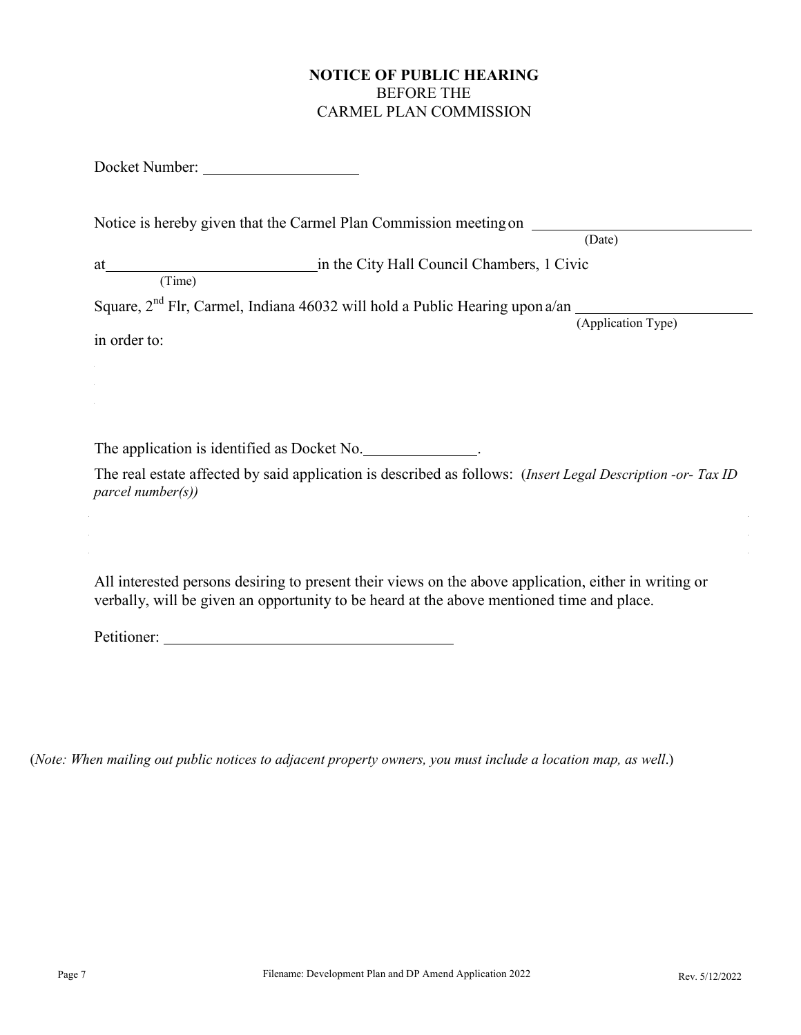**NOTICE OF PUBLIC HEARING**
BEFORE THE
CARMEL PLAN COMMISSION

Docket Number: \_\_\_\_\_\_\_\_\_\_\_\_\_\_\_\_\_\_\_\_

Notice is hereby given that the Carmel Plan Commission meeting on \_\_\_\_\_\_\_\_\_\_\_\_\_\_\_\_\_\_\_\_\_\_\_\_\_\_\_\_\_\_ (Date)

at \_\_\_\_\_\_\_\_\_\_\_\_\_\_\_\_\_\_\_\_\_\_\_\_\_\_\_\_ (Time) in the City Hall Council Chambers, 1 Civic Square, 2nd Flr, Carmel, Indiana 46032 will hold a Public Hearing upon a/an \_\_\_\_\_\_\_\_\_\_\_\_\_\_\_\_\_\_\_\_\_\_\_\_ (Application Type)

in order to:

The application is identified as Docket No. \_\_\_\_\_\_\_\_\_\_\_\_\_\_\_.

The real estate affected by said application is described as follows: (*Insert Legal Description -or- Tax ID parcel number(s)*)

All interested persons desiring to present their views on the above application, either in writing or verbally, will be given an opportunity to be heard at the above mentioned time and place.

Petitioner: \_\_\_\_\_\_\_\_\_\_\_\_\_\_\_\_\_\_\_\_\_\_\_\_\_\_\_\_\_\_\_\_\_\_\_\_\_\_

(*Note: When mailing out public notices to adjacent property owners, you must include a location map, as well*.)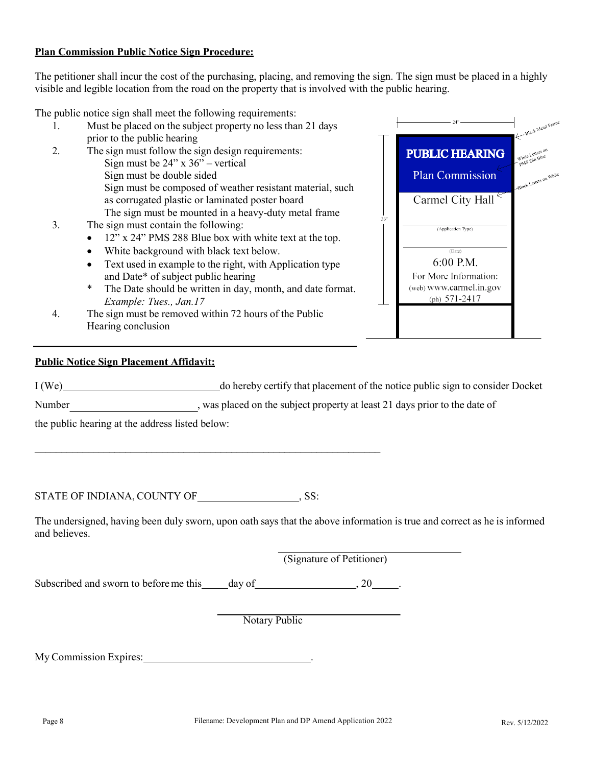**Plan Commission Public Notice Sign Procedure:**

The petitioner shall incur the cost of the purchasing, placing, and removing the sign. The sign must be placed in a highly visible and legible location from the road on the property that is involved with the public hearing.

The public notice sign shall meet the following requirements:

1. Must be placed on the subject property no less than 21 days prior to the public hearing
2. The sign must follow the sign design requirements:
   - Sign must be 24" x 36" – vertical
   - Sign must be double sided
   - Sign must be composed of weather resistant material, such as corrugated plastic or laminated poster board
   - The sign must be mounted in a heavy-duty metal frame
3. The sign must contain the following:
   - 12" x 24" PMS 288 Blue box with white text at the top.
   - White background with black text below.
   - Text used in example to the right, with Application type and Date* of subject public hearing

   \* The Date should be written in day, month, and date format. *Example: Tues., Jan.17*
4. The sign must be removed within 72 hours of the Public Hearing conclusion

24" — Black Metal Frame

36"

**PUBLIC HEARING**

Plan Commission

White Letters on PMS 288 Blue

Carmel City Hall

Black Letters on White

(Application Type)

(Date)

6:00 P.M.

For More Information:

(web) www.carmel.in.gov

(ph) 571-2417

---

**Public Notice Sign Placement Affidavit:**

I (We)\_\_\_\_\_\_\_\_\_\_\_\_\_\_\_\_\_\_\_\_\_\_\_\_\_\_\_\_\_\_do hereby certify that placement of the notice public sign to consider Docket Number\_\_\_\_\_\_\_\_\_\_\_\_\_\_\_\_\_\_\_\_\_\_\_\_, was placed on the subject property at least 21 days prior to the date of the public hearing at the address listed below:

\_\_\_\_\_\_\_\_\_\_\_\_\_\_\_\_\_\_\_\_\_\_\_\_\_\_\_\_\_\_\_\_\_\_\_\_\_\_\_\_\_\_\_\_\_\_\_\_\_\_\_\_\_\_\_\_\_\_\_\_\_\_\_\_\_\_

STATE OF INDIANA, COUNTY OF\_\_\_\_\_\_\_\_\_\_\_\_\_\_\_\_\_\_\_\_, SS:

The undersigned, having been duly sworn, upon oath says that the above information is true and correct as he is informed and believes.

\_\_\_\_\_\_\_\_\_\_\_\_\_\_\_\_\_\_\_\_\_\_\_\_\_\_\_\_\_\_\_\_\_\_\_\_

(Signature of Petitioner)

Subscribed and sworn to before me this\_\_\_\_\_day of\_\_\_\_\_\_\_\_\_\_\_\_\_\_\_\_\_\_\_\_, 20\_\_\_\_\_.

\_\_\_\_\_\_\_\_\_\_\_\_\_\_\_\_\_\_\_\_\_\_\_\_\_\_\_\_\_\_\_\_\_\_\_\_

Notary Public

My Commission Expires:\_\_\_\_\_\_\_\_\_\_\_\_\_\_\_\_\_\_\_\_\_\_\_\_\_\_\_\_\_\_\_\_.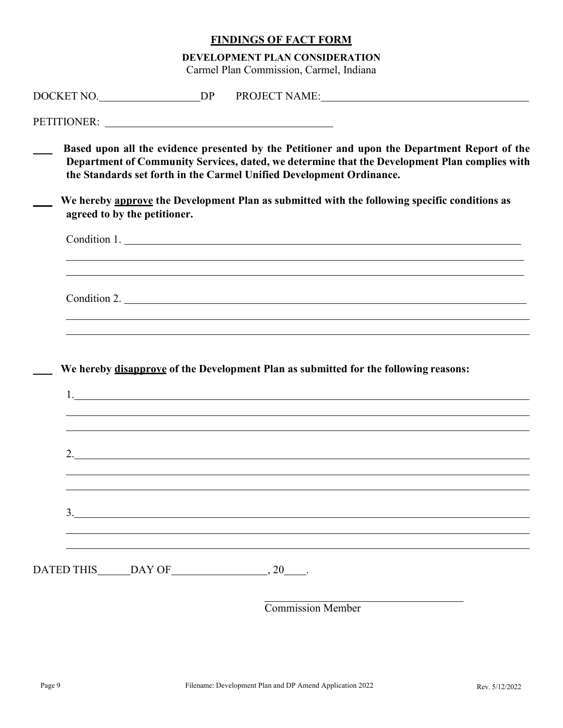# FINDINGS OF FACT FORM

**DEVELOPMENT PLAN CONSIDERATION**

Carmel Plan Commission, Carmel, Indiana

DOCKET NO.__________________DP PROJECT NAME:______________________________________

PETITIONER: ___________________________________________

___ **Based upon all the evidence presented by the Petitioner and upon the Department Report of the Department of Community Services, dated, we determine that the Development Plan complies with the Standards set forth in the Carmel Unified Development Ordinance.**

___ **We hereby approve the Development Plan as submitted with the following specific conditions as agreed to by the petitioner.**

Condition 1. ________________________________________________________________________

_____________________________________________________________________________________

_____________________________________________________________________________________

Condition 2. ________________________________________________________________________

_____________________________________________________________________________________

_____________________________________________________________________________________

___ **We hereby disapprove of the Development Plan as submitted for the following reasons:**

1.___________________________________________________________________________________

_____________________________________________________________________________________

_____________________________________________________________________________________

2.___________________________________________________________________________________

_____________________________________________________________________________________

_____________________________________________________________________________________

3.___________________________________________________________________________________

_____________________________________________________________________________________

_____________________________________________________________________________________

DATED THIS______DAY OF_________________, 20____.

_____________________________________

Commission Member

Filename: Development Plan and DP Amend Application 2022

Rev. 5/12/2022